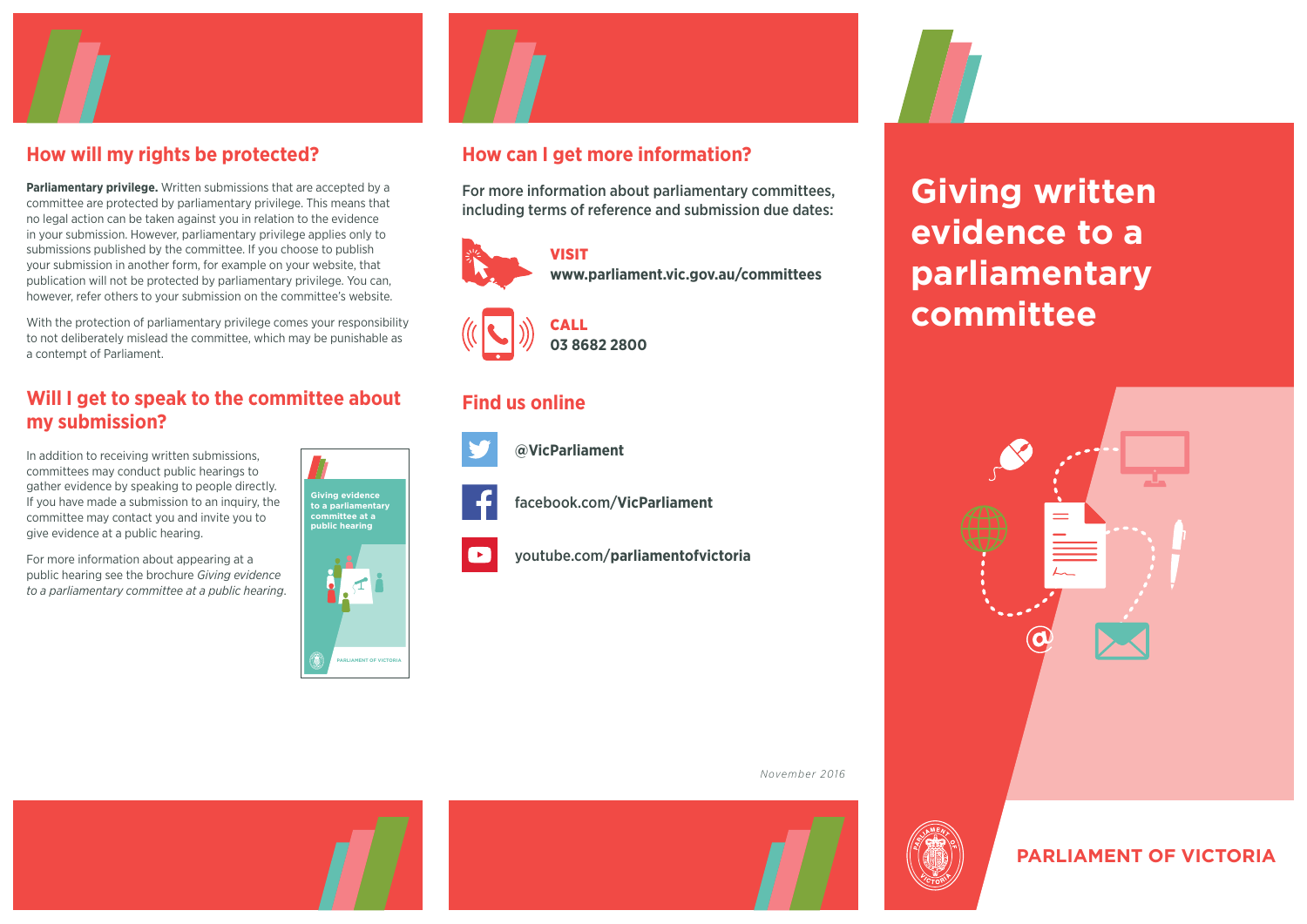# Giving written evidence to a parliamentary committee

## How will my rights be protected?

**Parliamentary privilege.** Written submissions that are accepted by a committee are protected by parliamentary privilege. This means that no legal action can be taken against you in relation to the evidence in your submission. However, parliamentary privilege applies only to submissions published by the committee. If you choose to publish your submission in another form, for example on your website, that publication will not be protected by parliamentary privilege. You can, however, refer others to your submission on the committee's website.

With the protection of parliamentary privilege comes your responsibility to not deliberately mislead the committee, which may be punishable as a contempt of Parliament.

## Will I get to speak to the committee about my submission?

In addition to receiving written submissions, committees may conduct public hearings to gather evidence by speaking to people directly. If you have made a submission to an inquiry, the committee may contact you and invite you to give evidence at a public hearing.

For more information about appearing at a public hearing see the brochure *Giving evidence to a parliamentary committee at a public hearing*.

Giving evidence to a parliamentary committee at a public hearing

PARLIAMENT OF VICTORIA

## How can I get more information?

For more information about parliamentary committees, including terms of reference and submission due dates:

**VISIT**
**www.parliament.vic.gov.au/committees**

**CALL**
**03 8682 2800**

## Find us online

**@VicParliament**

facebook.com/**VicParliament**

youtube.com/**parliamentofvictoria**

*November 2016*

**PARLIAMENT OF VICTORIA**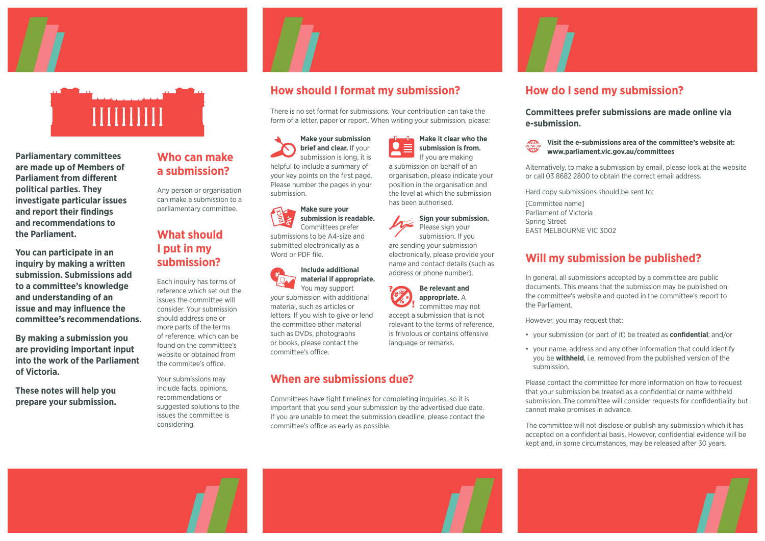Parliamentary committees are made up of Members of Parliament from different political parties. They investigate particular issues and report their findings and recommendations to the Parliament.

**You can participate in an inquiry by making a written submission. Submissions add to a committee's knowledge and understanding of an issue and may influence the committee's recommendations.**

**By making a submission you are providing important input into the work of the Parliament of Victoria.**

**These notes will help you prepare your submission.**

## Who can make a submission?

Any person or organisation can make a submission to a parliamentary committee.

## What should I put in my submission?

Each inquiry has terms of reference which set out the issues the committee will consider. Your submission should address one or more parts of the terms of reference, which can be found on the committee's website or obtained from the commitee's office.

Your submissions may include facts, opinions, recommendations or suggested solutions to the issues the committee is considering.

## How should I format my submission?

There is no set format for submissions. Your contribution can take the form of a letter, paper or report. When writing your submission, please:

**Make your submission brief and clear.** If your submission is long, it is helpful to include a summary of your key points on the first page. Please number the pages in your submission.

**Make sure your submission is readable.** Committees prefer submissions to be A4-size and submitted electronically as a Word or PDF file.

**Include additional material if appropriate.** You may support your submission with additional material, such as articles or letters. If you wish to give or lend the committee other material such as DVDs, photographs or books, please contact the committee's office.

**Make it clear who the submission is from.** If you are making a submission on behalf of an organisation, please indicate your position in the organisation and the level at which the submission has been authorised.

**Sign your submission.** Please sign your submission. If you are sending your submission electronically, please provide your name and contact details (such as address or phone number).

**Be relevant and appropriate.** A committee may not accept a submission that is not relevant to the terms of reference, is frivolous or contains offensive language or remarks.

## When are submissions due?

Committees have tight timelines for completing inquiries, so it is important that you send your submission by the advertised due date. If you are unable to meet the submission deadline, please contact the committee's office as early as possible.

## How do I send my submission?

**Committees prefer submissions are made online via e-submission.**

**Visit the e-submissions area of the committee's website at: www.parliament.vic.gov.au/committees**

Alternatively, to make a submission by email, please look at the website or call 03 8682 2800 to obtain the correct email address.

Hard copy submissions should be sent to:

[Committee name]
Parliament of Victoria
Spring Street
EAST MELBOURNE VIC 3002

## Will my submission be published?

In general, all submissions accepted by a committee are public documents. This means that the submission may be published on the committee's website and quoted in the committee's report to the Parliament.

However, you may request that:

- your submission (or part of it) be treated as **confidential**; and/or
- your name, address and any other information that could identify you be **withheld**, i.e. removed from the published version of the submission.

Please contact the committee for more information on how to request that your submission be treated as a confidential or name withheld submission. The committee will consider requests for confidentiality but cannot make promises in advance.

The committee will not disclose or publish any submission which it has accepted on a confidential basis. However, confidential evidence will be kept and, in some circumstances, may be released after 30 years.